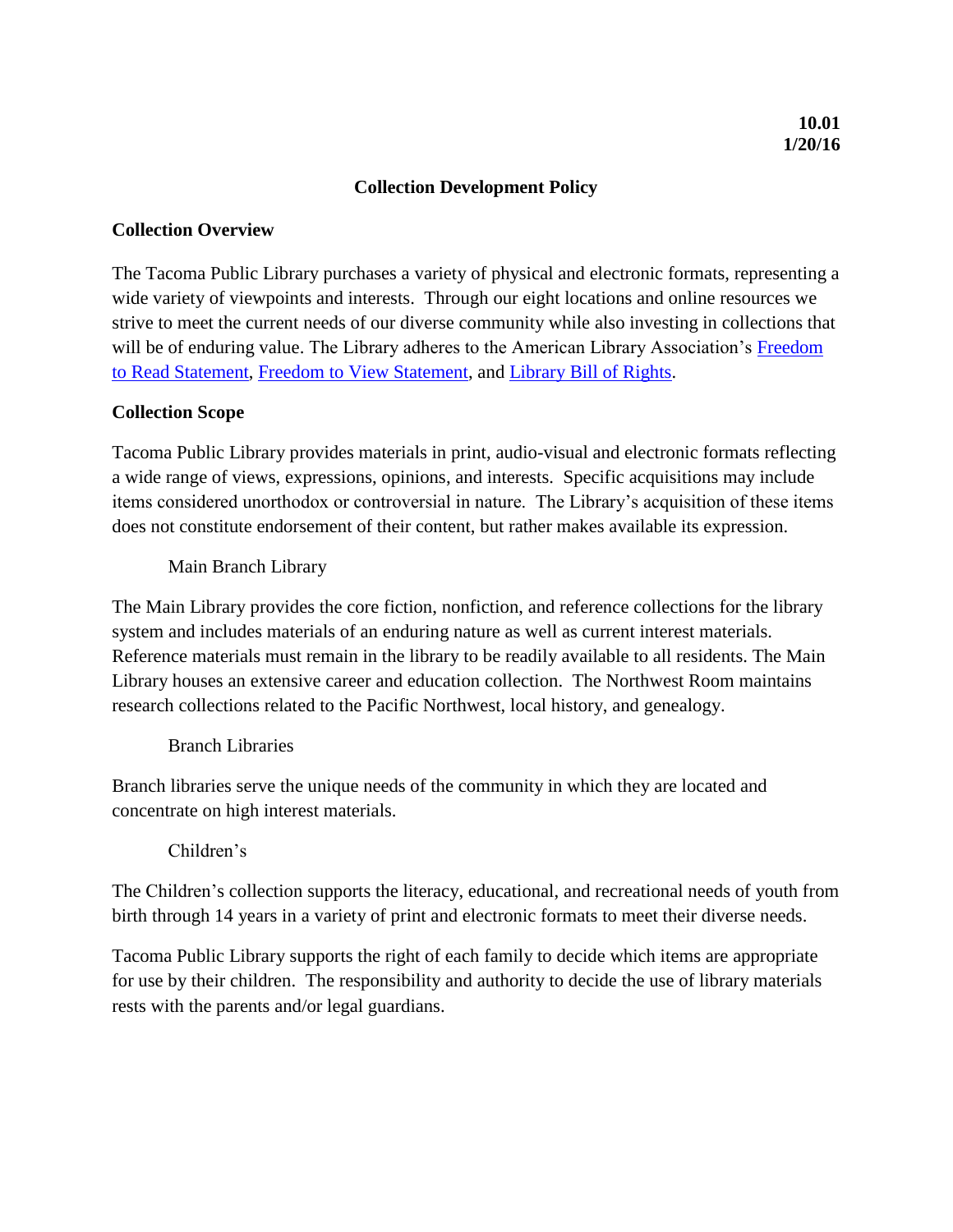**10.01**
**1/20/16**

# Collection Development Policy

## Collection Overview

The Tacoma Public Library purchases a variety of physical and electronic formats, representing a wide variety of viewpoints and interests. Through our eight locations and online resources we strive to meet the current needs of our diverse community while also investing in collections that will be of enduring value. The Library adheres to the American Library Association's Freedom to Read Statement, Freedom to View Statement, and Library Bill of Rights.

## Collection Scope

Tacoma Public Library provides materials in print, audio-visual and electronic formats reflecting a wide range of views, expressions, opinions, and interests. Specific acquisitions may include items considered unorthodox or controversial in nature. The Library's acquisition of these items does not constitute endorsement of their content, but rather makes available its expression.

### Main Branch Library

The Main Library provides the core fiction, nonfiction, and reference collections for the library system and includes materials of an enduring nature as well as current interest materials. Reference materials must remain in the library to be readily available to all residents. The Main Library houses an extensive career and education collection. The Northwest Room maintains research collections related to the Pacific Northwest, local history, and genealogy.

### Branch Libraries

Branch libraries serve the unique needs of the community in which they are located and concentrate on high interest materials.

### Children's

The Children's collection supports the literacy, educational, and recreational needs of youth from birth through 14 years in a variety of print and electronic formats to meet their diverse needs.

Tacoma Public Library supports the right of each family to decide which items are appropriate for use by their children. The responsibility and authority to decide the use of library materials rests with the parents and/or legal guardians.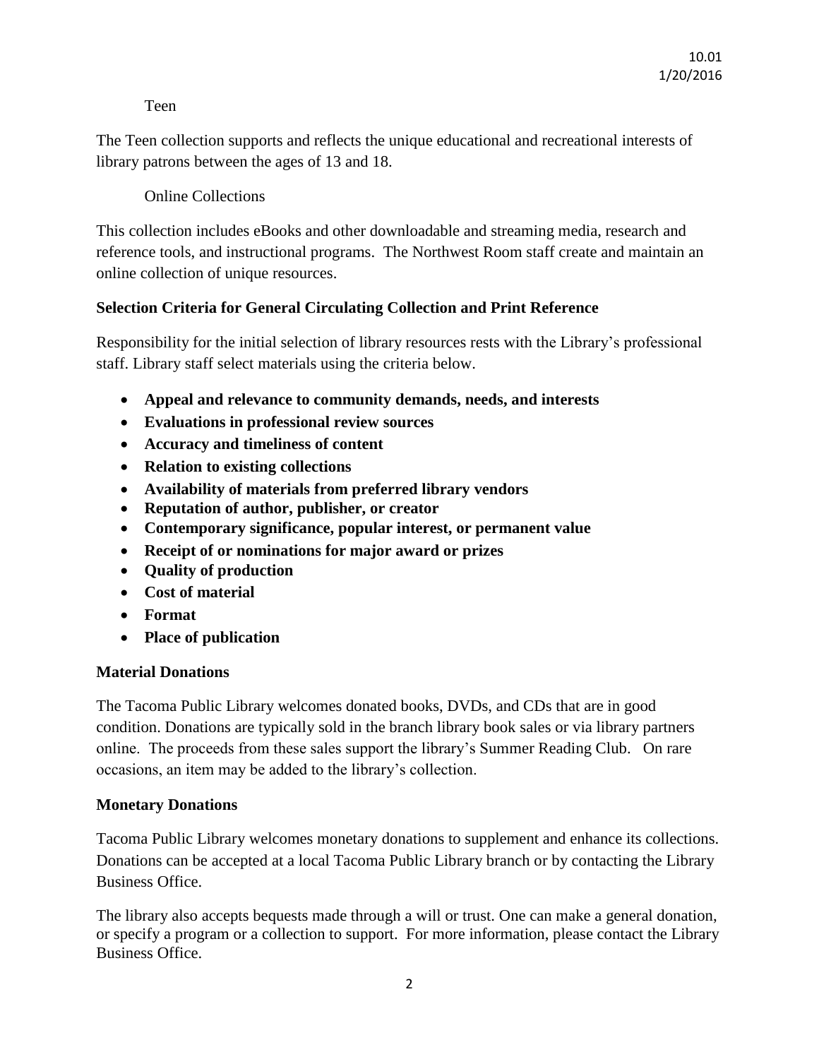### Teen

The Teen collection supports and reflects the unique educational and recreational interests of library patrons between the ages of 13 and 18.

### Online Collections

This collection includes eBooks and other downloadable and streaming media, research and reference tools, and instructional programs. The Northwest Room staff create and maintain an online collection of unique resources.

## Selection Criteria for General Circulating Collection and Print Reference

Responsibility for the initial selection of library resources rests with the Library's professional staff. Library staff select materials using the criteria below.

- **Appeal and relevance to community demands, needs, and interests**
- **Evaluations in professional review sources**
- **Accuracy and timeliness of content**
- **Relation to existing collections**
- **Availability of materials from preferred library vendors**
- **Reputation of author, publisher, or creator**
- **Contemporary significance, popular interest, or permanent value**
- **Receipt of or nominations for major award or prizes**
- **Quality of production**
- **Cost of material**
- **Format**
- **Place of publication**

## Material Donations

The Tacoma Public Library welcomes donated books, DVDs, and CDs that are in good condition. Donations are typically sold in the branch library book sales or via library partners online. The proceeds from these sales support the library's Summer Reading Club. On rare occasions, an item may be added to the library's collection.

## Monetary Donations

Tacoma Public Library welcomes monetary donations to supplement and enhance its collections. Donations can be accepted at a local Tacoma Public Library branch or by contacting the Library Business Office.

The library also accepts bequests made through a will or trust. One can make a general donation, or specify a program or a collection to support. For more information, please contact the Library Business Office.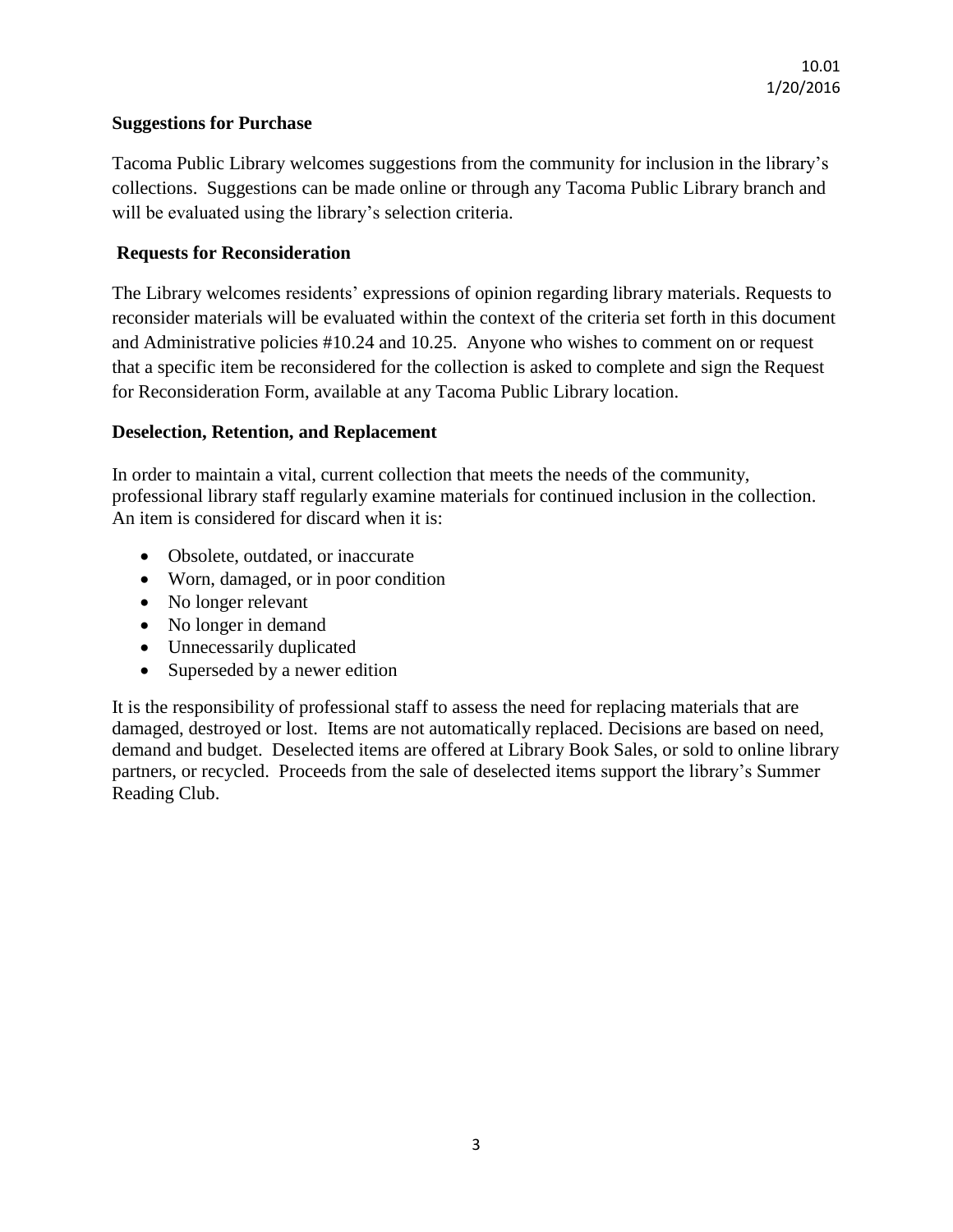**Suggestions for Purchase**

Tacoma Public Library welcomes suggestions from the community for inclusion in the library's collections. Suggestions can be made online or through any Tacoma Public Library branch and will be evaluated using the library's selection criteria.

**Requests for Reconsideration**

The Library welcomes residents' expressions of opinion regarding library materials. Requests to reconsider materials will be evaluated within the context of the criteria set forth in this document and Administrative policies #10.24 and 10.25. Anyone who wishes to comment on or request that a specific item be reconsidered for the collection is asked to complete and sign the Request for Reconsideration Form, available at any Tacoma Public Library location.

**Deselection, Retention, and Replacement**

In order to maintain a vital, current collection that meets the needs of the community, professional library staff regularly examine materials for continued inclusion in the collection. An item is considered for discard when it is:

- Obsolete, outdated, or inaccurate
- Worn, damaged, or in poor condition
- No longer relevant
- No longer in demand
- Unnecessarily duplicated
- Superseded by a newer edition

It is the responsibility of professional staff to assess the need for replacing materials that are damaged, destroyed or lost. Items are not automatically replaced. Decisions are based on need, demand and budget. Deselected items are offered at Library Book Sales, or sold to online library partners, or recycled. Proceeds from the sale of deselected items support the library's Summer Reading Club.